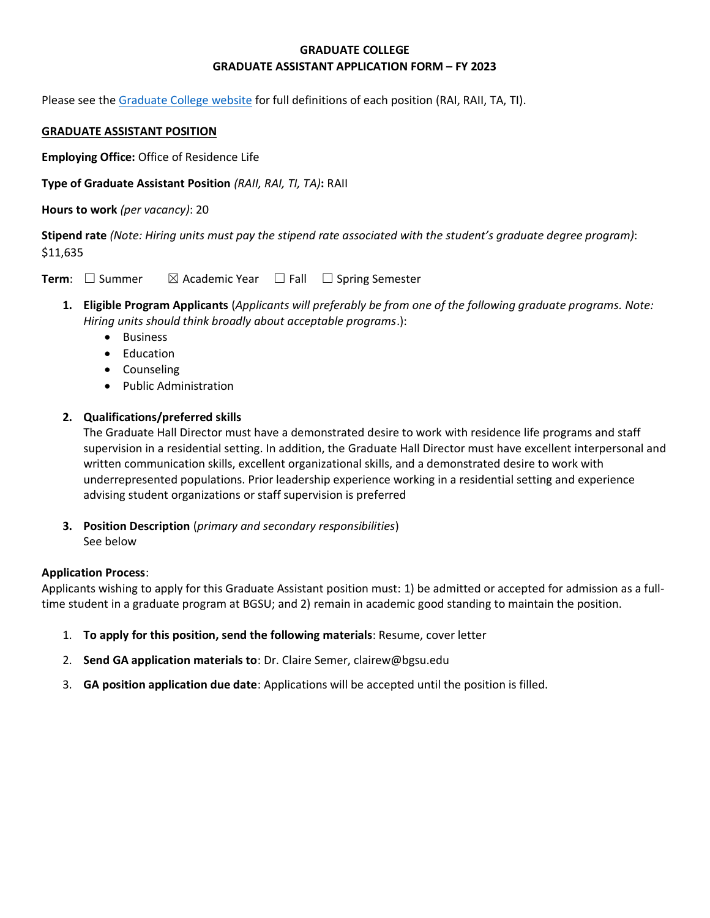**GRADUATE COLLEGE**
**GRADUATE ASSISTANT APPLICATION FORM – FY 2023**

Please see the [Graduate College website](#) for full definitions of each position (RAI, RAII, TA, TI).

**GRADUATE ASSISTANT POSITION**

**Employing Office:** Office of Residence Life

**Type of Graduate Assistant Position** *(RAII, RAI, TI, TA)***:** RAII

**Hours to work** *(per vacancy)*: 20

**Stipend rate** *(Note: Hiring units must pay the stipend rate associated with the student's graduate degree program)*: $11,635

**Term**: ☐ Summer ☒ Academic Year ☐ Fall ☐ Spring Semester

1. **Eligible Program Applicants** (*Applicants will preferably be from one of the following graduate programs. Note: Hiring units should think broadly about acceptable programs*.):
   - Business
   - Education
   - Counseling
   - Public Administration

2. **Qualifications/preferred skills**
   The Graduate Hall Director must have a demonstrated desire to work with residence life programs and staff supervision in a residential setting. In addition, the Graduate Hall Director must have excellent interpersonal and written communication skills, excellent organizational skills, and a demonstrated desire to work with underrepresented populations. Prior leadership experience working in a residential setting and experience advising student organizations or staff supervision is preferred

3. **Position Description** (*primary and secondary responsibilities*)
   See below

**Application Process**:
Applicants wishing to apply for this Graduate Assistant position must: 1) be admitted or accepted for admission as a full-time student in a graduate program at BGSU; and 2) remain in academic good standing to maintain the position.

1. **To apply for this position, send the following materials**: Resume, cover letter
2. **Send GA application materials to**: Dr. Claire Semer, clairew@bgsu.edu
3. **GA position application due date**: Applications will be accepted until the position is filled.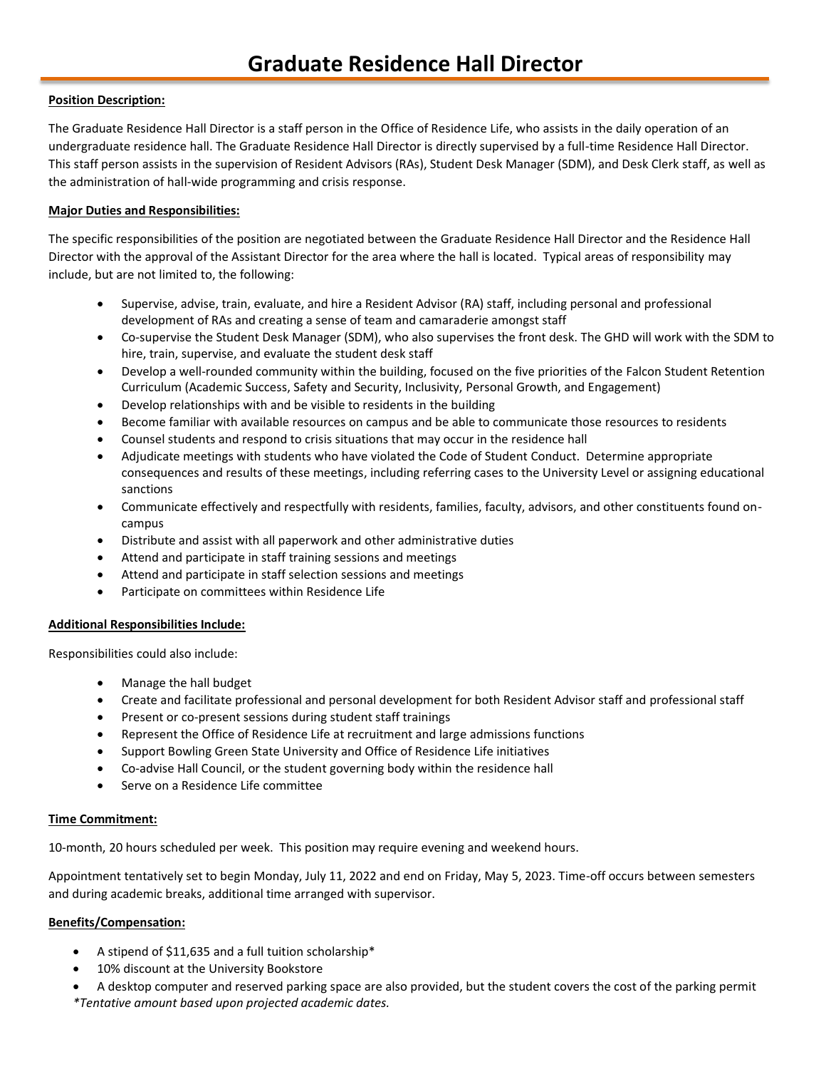# Graduate Residence Hall Director

**Position Description:**

The Graduate Residence Hall Director is a staff person in the Office of Residence Life, who assists in the daily operation of an undergraduate residence hall. The Graduate Residence Hall Director is directly supervised by a full-time Residence Hall Director. This staff person assists in the supervision of Resident Advisors (RAs), Student Desk Manager (SDM), and Desk Clerk staff, as well as the administration of hall-wide programming and crisis response.

**Major Duties and Responsibilities:**

The specific responsibilities of the position are negotiated between the Graduate Residence Hall Director and the Residence Hall Director with the approval of the Assistant Director for the area where the hall is located. Typical areas of responsibility may include, but are not limited to, the following:

- Supervise, advise, train, evaluate, and hire a Resident Advisor (RA) staff, including personal and professional development of RAs and creating a sense of team and camaraderie amongst staff
- Co-supervise the Student Desk Manager (SDM), who also supervises the front desk. The GHD will work with the SDM to hire, train, supervise, and evaluate the student desk staff
- Develop a well-rounded community within the building, focused on the five priorities of the Falcon Student Retention Curriculum (Academic Success, Safety and Security, Inclusivity, Personal Growth, and Engagement)
- Develop relationships with and be visible to residents in the building
- Become familiar with available resources on campus and be able to communicate those resources to residents
- Counsel students and respond to crisis situations that may occur in the residence hall
- Adjudicate meetings with students who have violated the Code of Student Conduct. Determine appropriate consequences and results of these meetings, including referring cases to the University Level or assigning educational sanctions
- Communicate effectively and respectfully with residents, families, faculty, advisors, and other constituents found on-campus
- Distribute and assist with all paperwork and other administrative duties
- Attend and participate in staff training sessions and meetings
- Attend and participate in staff selection sessions and meetings
- Participate on committees within Residence Life

**Additional Responsibilities Include:**

Responsibilities could also include:

- Manage the hall budget
- Create and facilitate professional and personal development for both Resident Advisor staff and professional staff
- Present or co-present sessions during student staff trainings
- Represent the Office of Residence Life at recruitment and large admissions functions
- Support Bowling Green State University and Office of Residence Life initiatives
- Co-advise Hall Council, or the student governing body within the residence hall
- Serve on a Residence Life committee

**Time Commitment:**

10-month, 20 hours scheduled per week. This position may require evening and weekend hours.

Appointment tentatively set to begin Monday, July 11, 2022 and end on Friday, May 5, 2023. Time-off occurs between semesters and during academic breaks, additional time arranged with supervisor.

**Benefits/Compensation:**

- A stipend of $11,635 and a full tuition scholarship*
- 10% discount at the University Bookstore
- A desktop computer and reserved parking space are also provided, but the student covers the cost of the parking permit

*\*Tentative amount based upon projected academic dates.*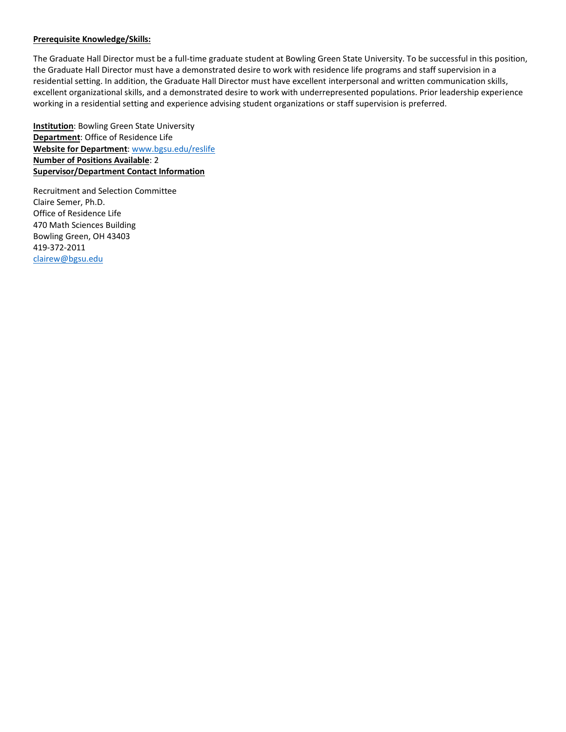**Prerequisite Knowledge/Skills:**

The Graduate Hall Director must be a full-time graduate student at Bowling Green State University. To be successful in this position, the Graduate Hall Director must have a demonstrated desire to work with residence life programs and staff supervision in a residential setting. In addition, the Graduate Hall Director must have excellent interpersonal and written communication skills, excellent organizational skills, and a demonstrated desire to work with underrepresented populations. Prior leadership experience working in a residential setting and experience advising student organizations or staff supervision is preferred.

**Institution**: Bowling Green State University
**Department**: Office of Residence Life
**Website for Department**: www.bgsu.edu/reslife
**Number of Positions Available**: 2
**Supervisor/Department Contact Information**

Recruitment and Selection Committee
Claire Semer, Ph.D.
Office of Residence Life
470 Math Sciences Building
Bowling Green, OH 43403
419-372-2011
clairew@bgsu.edu